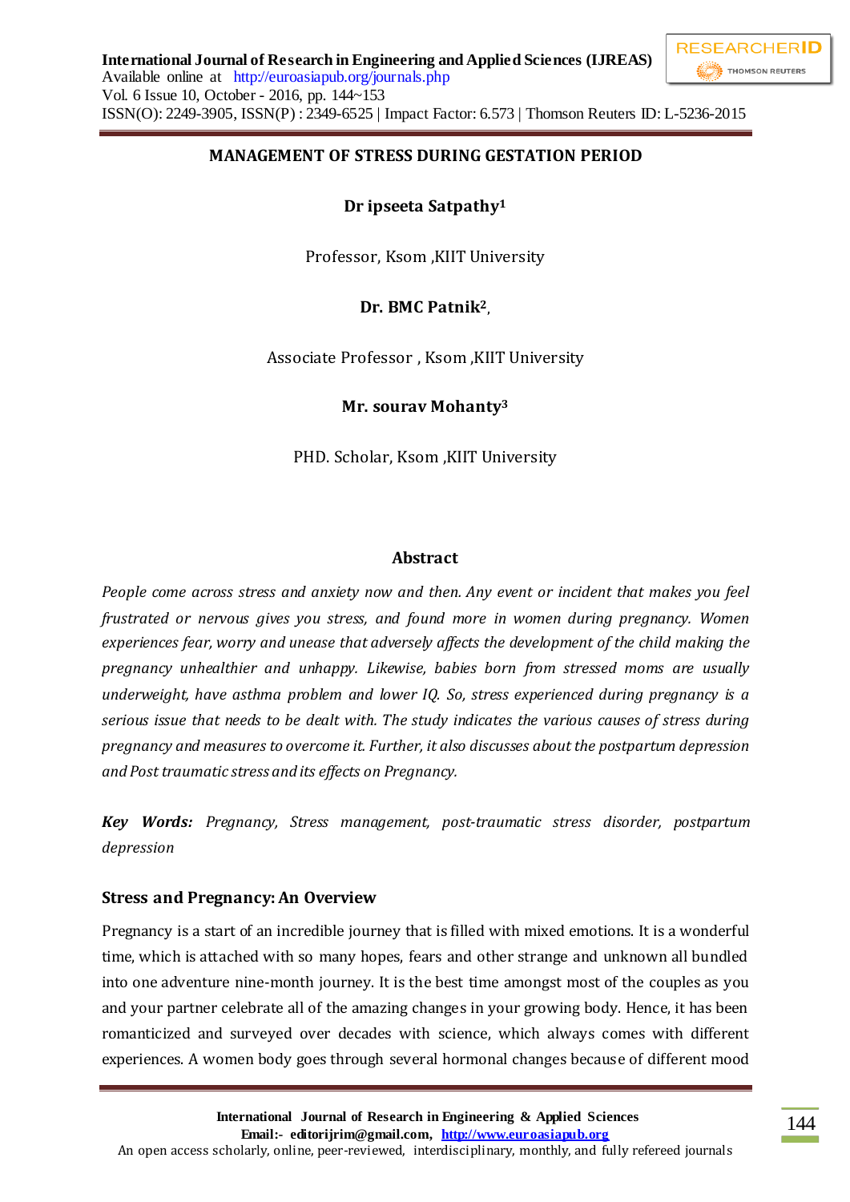# MANAGEMENT OF STRESS DURING GESTATION PERIOD

**Dr ipseeta Satpathy[1]**

Professor, Ksom ,KIIT University

**Dr. BMC Patnik[2]**,

Associate Professor , Ksom ,KIIT University

**Mr. sourav Mohanty[3]**

PHD. Scholar, Ksom ,KIIT University

## Abstract

*People come across stress and anxiety now and then. Any event or incident that makes you feel frustrated or nervous gives you stress, and found more in women during pregnancy. Women experiences fear, worry and unease that adversely affects the development of the child making the pregnancy unhealthier and unhappy. Likewise, babies born from stressed moms are usually underweight, have asthma problem and lower IQ. So, stress experienced during pregnancy is a serious issue that needs to be dealt with. The study indicates the various causes of stress during pregnancy and measures to overcome it. Further, it also discusses about the postpartum depression and Post traumatic stress and its effects on Pregnancy.*

***Key Words:*** *Pregnancy, Stress management, post-traumatic stress disorder, postpartum depression*

## Stress and Pregnancy: An Overview

Pregnancy is a start of an incredible journey that is filled with mixed emotions. It is a wonderful time, which is attached with so many hopes, fears and other strange and unknown all bundled into one adventure nine-month journey. It is the best time amongst most of the couples as you and your partner celebrate all of the amazing changes in your growing body. Hence, it has been romanticized and surveyed over decades with science, which always comes with different experiences. A women body goes through several hormonal changes because of different mood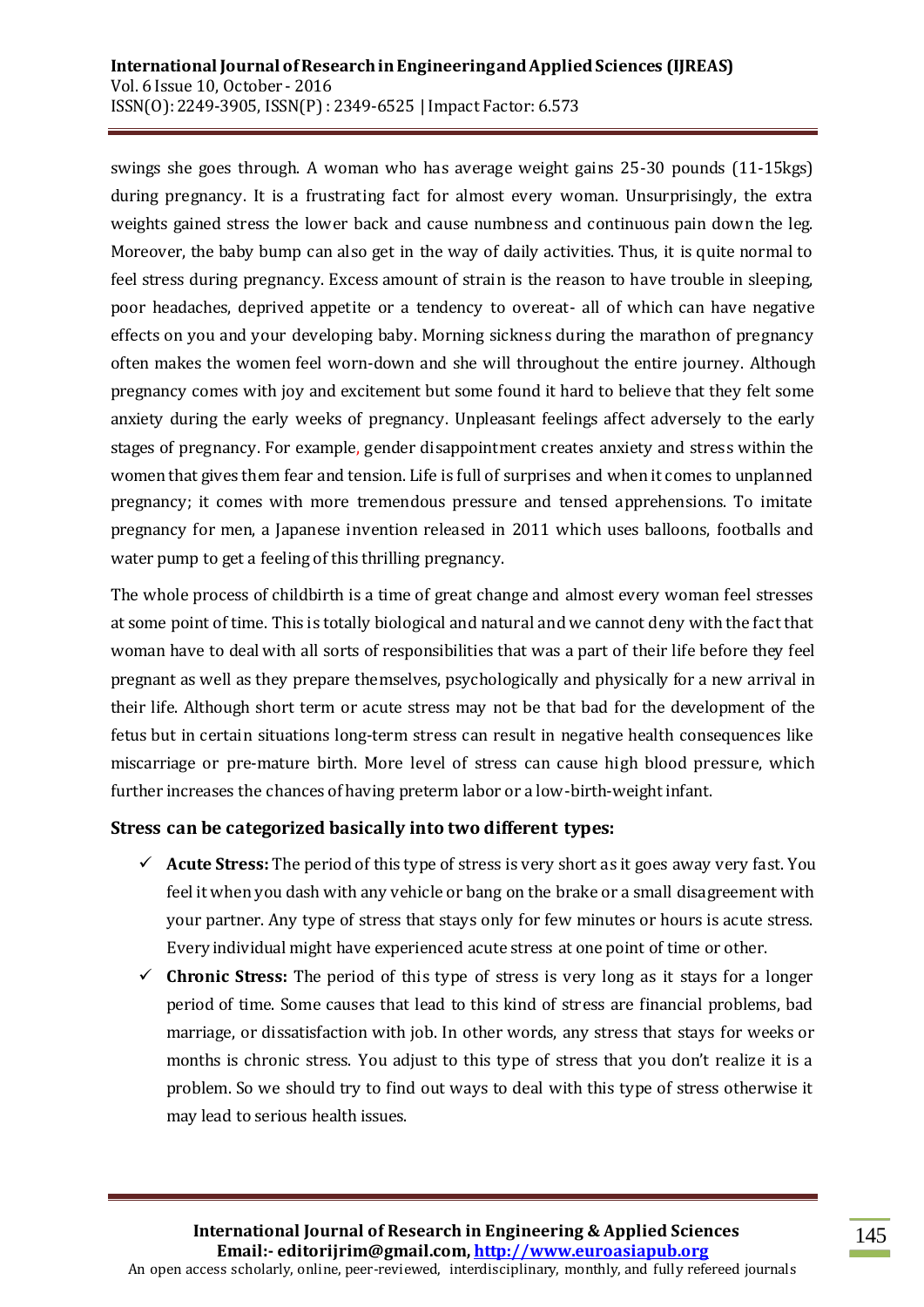swings she goes through. A woman who has average weight gains 25-30 pounds (11-15kgs) during pregnancy. It is a frustrating fact for almost every woman. Unsurprisingly, the extra weights gained stress the lower back and cause numbness and continuous pain down the leg. Moreover, the baby bump can also get in the way of daily activities. Thus, it is quite normal to feel stress during pregnancy. Excess amount of strain is the reason to have trouble in sleeping, poor headaches, deprived appetite or a tendency to overeat- all of which can have negative effects on you and your developing baby. Morning sickness during the marathon of pregnancy often makes the women feel worn-down and she will throughout the entire journey. Although pregnancy comes with joy and excitement but some found it hard to believe that they felt some anxiety during the early weeks of pregnancy. Unpleasant feelings affect adversely to the early stages of pregnancy. For example, gender disappointment creates anxiety and stress within the women that gives them fear and tension. Life is full of surprises and when it comes to unplanned pregnancy; it comes with more tremendous pressure and tensed apprehensions. To imitate pregnancy for men, a Japanese invention released in 2011 which uses balloons, footballs and water pump to get a feeling of this thrilling pregnancy.

The whole process of childbirth is a time of great change and almost every woman feel stresses at some point of time. This is totally biological and natural and we cannot deny with the fact that woman have to deal with all sorts of responsibilities that was a part of their life before they feel pregnant as well as they prepare themselves, psychologically and physically for a new arrival in their life. Although short term or acute stress may not be that bad for the development of the fetus but in certain situations long-term stress can result in negative health consequences like miscarriage or pre-mature birth. More level of stress can cause high blood pressure, which further increases the chances of having preterm labor or a low-birth-weight infant.

### Stress can be categorized basically into two different types:

- ✓ **Acute Stress:** The period of this type of stress is very short as it goes away very fast. You feel it when you dash with any vehicle or bang on the brake or a small disagreement with your partner. Any type of stress that stays only for few minutes or hours is acute stress. Every individual might have experienced acute stress at one point of time or other.
- ✓ **Chronic Stress:** The period of this type of stress is very long as it stays for a longer period of time. Some causes that lead to this kind of stress are financial problems, bad marriage, or dissatisfaction with job. In other words, any stress that stays for weeks or months is chronic stress. You adjust to this type of stress that you don't realize it is a problem. So we should try to find out ways to deal with this type of stress otherwise it may lead to serious health issues.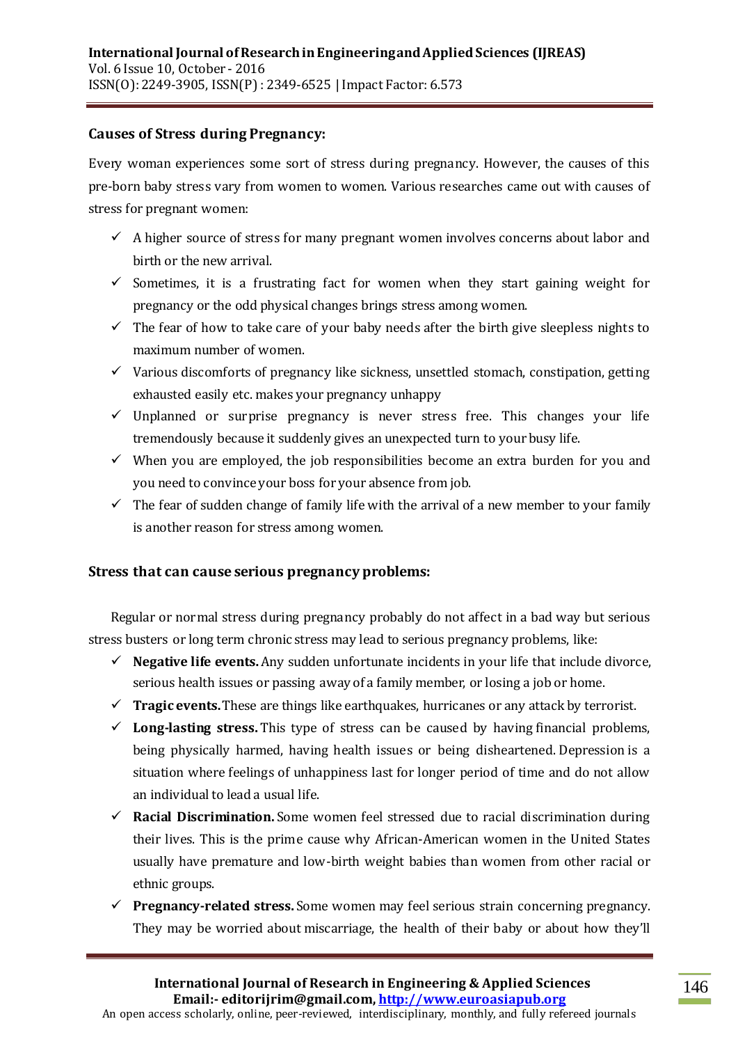### Causes of Stress during Pregnancy:

Every woman experiences some sort of stress during pregnancy. However, the causes of this pre-born baby stress vary from women to women. Various researches came out with causes of stress for pregnant women:

- ✓ A higher source of stress for many pregnant women involves concerns about labor and birth or the new arrival.
- ✓ Sometimes, it is a frustrating fact for women when they start gaining weight for pregnancy or the odd physical changes brings stress among women.
- ✓ The fear of how to take care of your baby needs after the birth give sleepless nights to maximum number of women.
- ✓ Various discomforts of pregnancy like sickness, unsettled stomach, constipation, getting exhausted easily etc. makes your pregnancy unhappy
- ✓ Unplanned or surprise pregnancy is never stress free. This changes your life tremendously because it suddenly gives an unexpected turn to your busy life.
- ✓ When you are employed, the job responsibilities become an extra burden for you and you need to convince your boss for your absence from job.
- ✓ The fear of sudden change of family life with the arrival of a new member to your family is another reason for stress among women.

### Stress that can cause serious pregnancy problems:

Regular or normal stress during pregnancy probably do not affect in a bad way but serious stress busters or long term chronic stress may lead to serious pregnancy problems, like:

- ✓ **Negative life events.** Any sudden unfortunate incidents in your life that include divorce, serious health issues or passing away of a family member, or losing a job or home.
- ✓ **Tragic events.** These are things like earthquakes, hurricanes or any attack by terrorist.
- ✓ **Long-lasting stress.** This type of stress can be caused by having financial problems, being physically harmed, having health issues or being disheartened. Depression is a situation where feelings of unhappiness last for longer period of time and do not allow an individual to lead a usual life.
- ✓ **Racial Discrimination.** Some women feel stressed due to racial discrimination during their lives. This is the prime cause why African-American women in the United States usually have premature and low-birth weight babies than women from other racial or ethnic groups.
- ✓ **Pregnancy-related stress.** Some women may feel serious strain concerning pregnancy. They may be worried about miscarriage, the health of their baby or about how they'll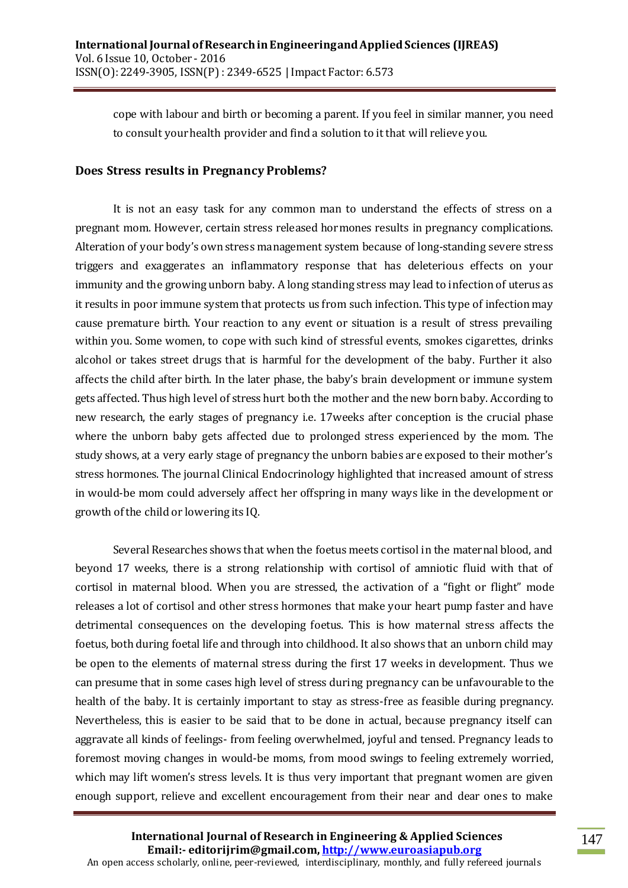cope with labour and birth or becoming a parent. If you feel in similar manner, you need to consult your health provider and find a solution to it that will relieve you.

## Does Stress results in Pregnancy Problems?

It is not an easy task for any common man to understand the effects of stress on a pregnant mom. However, certain stress released hormones results in pregnancy complications. Alteration of your body's own stress management system because of long-standing severe stress triggers and exaggerates an inflammatory response that has deleterious effects on your immunity and the growing unborn baby. A long standing stress may lead to infection of uterus as it results in poor immune system that protects us from such infection. This type of infection may cause premature birth. Your reaction to any event or situation is a result of stress prevailing within you. Some women, to cope with such kind of stressful events, smokes cigarettes, drinks alcohol or takes street drugs that is harmful for the development of the baby. Further it also affects the child after birth. In the later phase, the baby's brain development or immune system gets affected. Thus high level of stress hurt both the mother and the new born baby. According to new research, the early stages of pregnancy i.e. 17weeks after conception is the crucial phase where the unborn baby gets affected due to prolonged stress experienced by the mom. The study shows, at a very early stage of pregnancy the unborn babies are exposed to their mother's stress hormones. The journal Clinical Endocrinology highlighted that increased amount of stress in would-be mom could adversely affect her offspring in many ways like in the development or growth of the child or lowering its IQ.

Several Researches shows that when the foetus meets cortisol in the maternal blood, and beyond 17 weeks, there is a strong relationship with cortisol of amniotic fluid with that of cortisol in maternal blood. When you are stressed, the activation of a "fight or flight" mode releases a lot of cortisol and other stress hormones that make your heart pump faster and have detrimental consequences on the developing foetus. This is how maternal stress affects the foetus, both during foetal life and through into childhood. It also shows that an unborn child may be open to the elements of maternal stress during the first 17 weeks in development. Thus we can presume that in some cases high level of stress during pregnancy can be unfavourable to the health of the baby. It is certainly important to stay as stress-free as feasible during pregnancy. Nevertheless, this is easier to be said that to be done in actual, because pregnancy itself can aggravate all kinds of feelings- from feeling overwhelmed, joyful and tensed. Pregnancy leads to foremost moving changes in would-be moms, from mood swings to feeling extremely worried, which may lift women's stress levels. It is thus very important that pregnant women are given enough support, relieve and excellent encouragement from their near and dear ones to make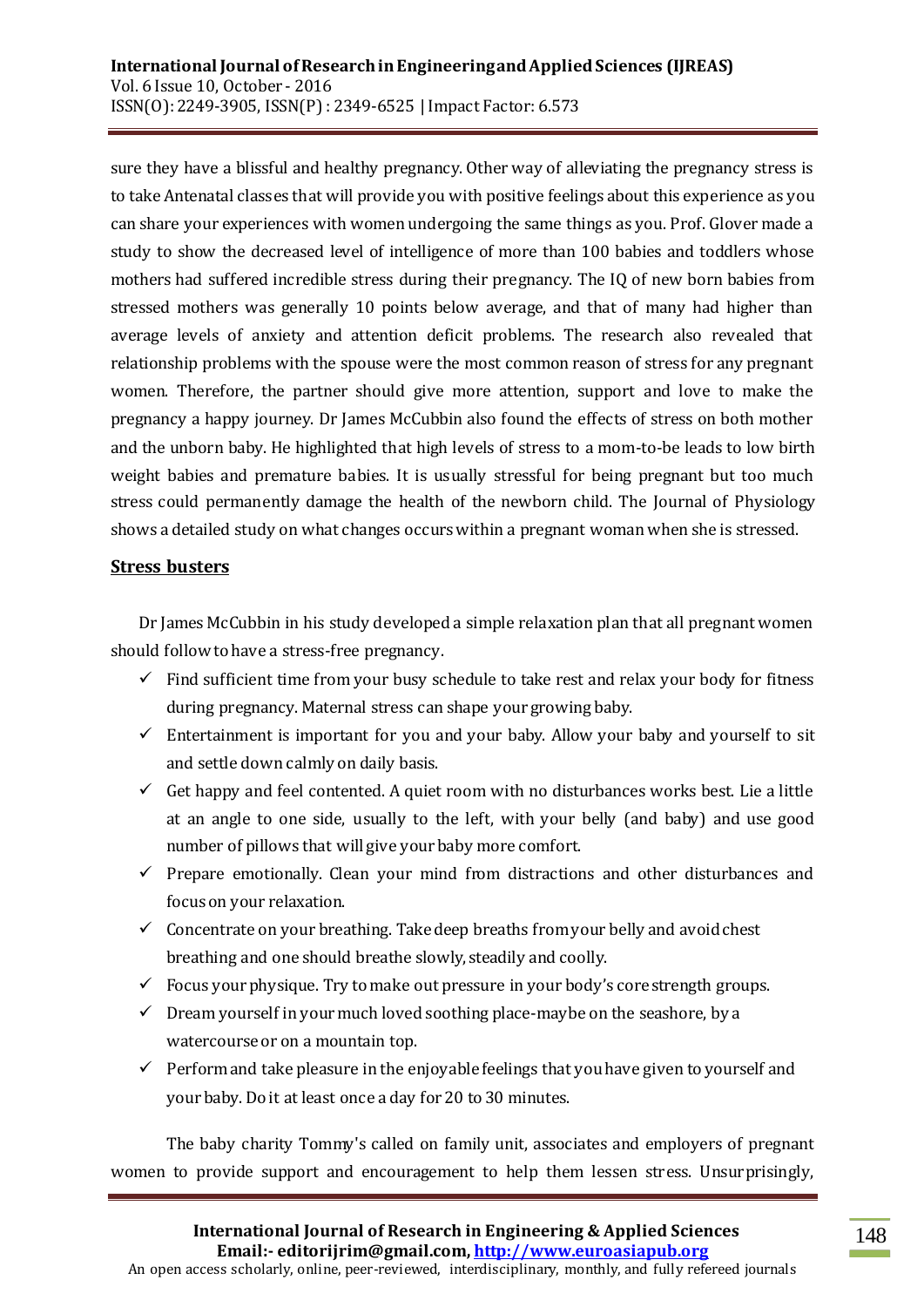sure they have a blissful and healthy pregnancy. Other way of alleviating the pregnancy stress is to take Antenatal classes that will provide you with positive feelings about this experience as you can share your experiences with women undergoing the same things as you. Prof. Glover made a study to show the decreased level of intelligence of more than 100 babies and toddlers whose mothers had suffered incredible stress during their pregnancy. The IQ of new born babies from stressed mothers was generally 10 points below average, and that of many had higher than average levels of anxiety and attention deficit problems. The research also revealed that relationship problems with the spouse were the most common reason of stress for any pregnant women. Therefore, the partner should give more attention, support and love to make the pregnancy a happy journey. Dr James McCubbin also found the effects of stress on both mother and the unborn baby. He highlighted that high levels of stress to a mom-to-be leads to low birth weight babies and premature babies. It is usually stressful for being pregnant but too much stress could permanently damage the health of the newborn child. The Journal of Physiology shows a detailed study on what changes occurs within a pregnant woman when she is stressed.

## Stress busters

Dr James McCubbin in his study developed a simple relaxation plan that all pregnant women should follow to have a stress-free pregnancy.

- ✓ Find sufficient time from your busy schedule to take rest and relax your body for fitness during pregnancy. Maternal stress can shape your growing baby.
- ✓ Entertainment is important for you and your baby. Allow your baby and yourself to sit and settle down calmly on daily basis.
- ✓ Get happy and feel contented. A quiet room with no disturbances works best. Lie a little at an angle to one side, usually to the left, with your belly (and baby) and use good number of pillows that will give your baby more comfort.
- ✓ Prepare emotionally. Clean your mind from distractions and other disturbances and focus on your relaxation.
- ✓ Concentrate on your breathing. Take deep breaths from your belly and avoid chest breathing and one should breathe slowly, steadily and coolly.
- ✓ Focus your physique. Try to make out pressure in your body's core strength groups.
- ✓ Dream yourself in your much loved soothing place-maybe on the seashore, by a watercourse or on a mountain top.
- ✓ Perform and take pleasure in the enjoyable feelings that you have given to yourself and your baby. Do it at least once a day for 20 to 30 minutes.

The baby charity Tommy's called on family unit, associates and employers of pregnant women to provide support and encouragement to help them lessen stress. Unsurprisingly,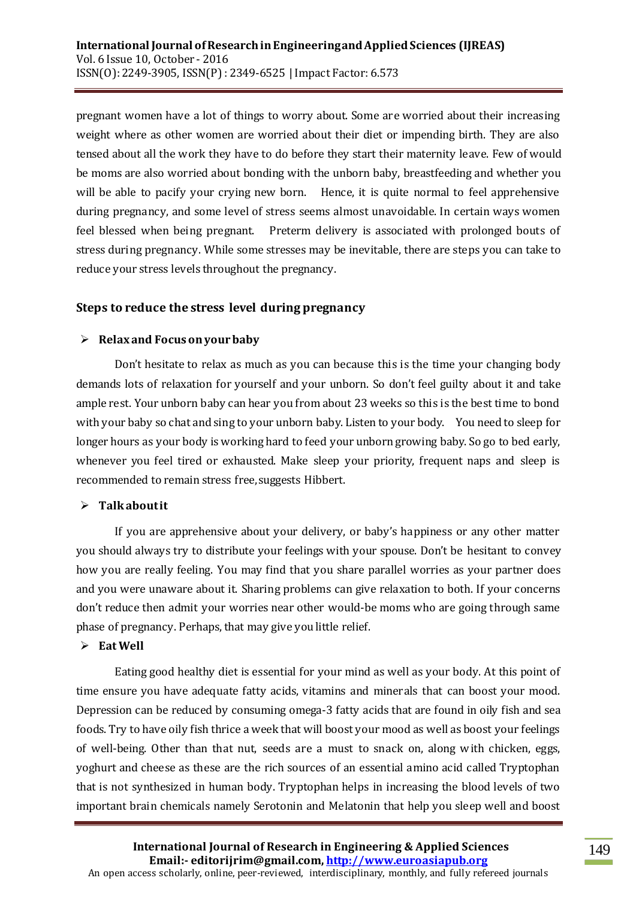pregnant women have a lot of things to worry about. Some are worried about their increasing weight where as other women are worried about their diet or impending birth. They are also tensed about all the work they have to do before they start their maternity leave. Few of would be moms are also worried about bonding with the unborn baby, breastfeeding and whether you will be able to pacify your crying new born. Hence, it is quite normal to feel apprehensive during pregnancy, and some level of stress seems almost unavoidable. In certain ways women feel blessed when being pregnant. Preterm delivery is associated with prolonged bouts of stress during pregnancy. While some stresses may be inevitable, there are steps you can take to reduce your stress levels throughout the pregnancy.

## Steps to reduce the stress level during pregnancy

- **Relax and Focus on your baby**

Don't hesitate to relax as much as you can because this is the time your changing body demands lots of relaxation for yourself and your unborn. So don't feel guilty about it and take ample rest. Your unborn baby can hear you from about 23 weeks so this is the best time to bond with your baby so chat and sing to your unborn baby. Listen to your body. You need to sleep for longer hours as your body is working hard to feed your unborn growing baby. So go to bed early, whenever you feel tired or exhausted. Make sleep your priority, frequent naps and sleep is recommended to remain stress free, suggests Hibbert.

- **Talk about it**

If you are apprehensive about your delivery, or baby's happiness or any other matter you should always try to distribute your feelings with your spouse. Don't be hesitant to convey how you are really feeling. You may find that you share parallel worries as your partner does and you were unaware about it. Sharing problems can give relaxation to both. If your concerns don't reduce then admit your worries near other would-be moms who are going through same phase of pregnancy. Perhaps, that may give you little relief.

- **Eat Well**

Eating good healthy diet is essential for your mind as well as your body. At this point of time ensure you have adequate fatty acids, vitamins and minerals that can boost your mood. Depression can be reduced by consuming omega-3 fatty acids that are found in oily fish and sea foods. Try to have oily fish thrice a week that will boost your mood as well as boost your feelings of well-being. Other than that nut, seeds are a must to snack on, along with chicken, eggs, yoghurt and cheese as these are the rich sources of an essential amino acid called Tryptophan that is not synthesized in human body. Tryptophan helps in increasing the blood levels of two important brain chemicals namely Serotonin and Melatonin that help you sleep well and boost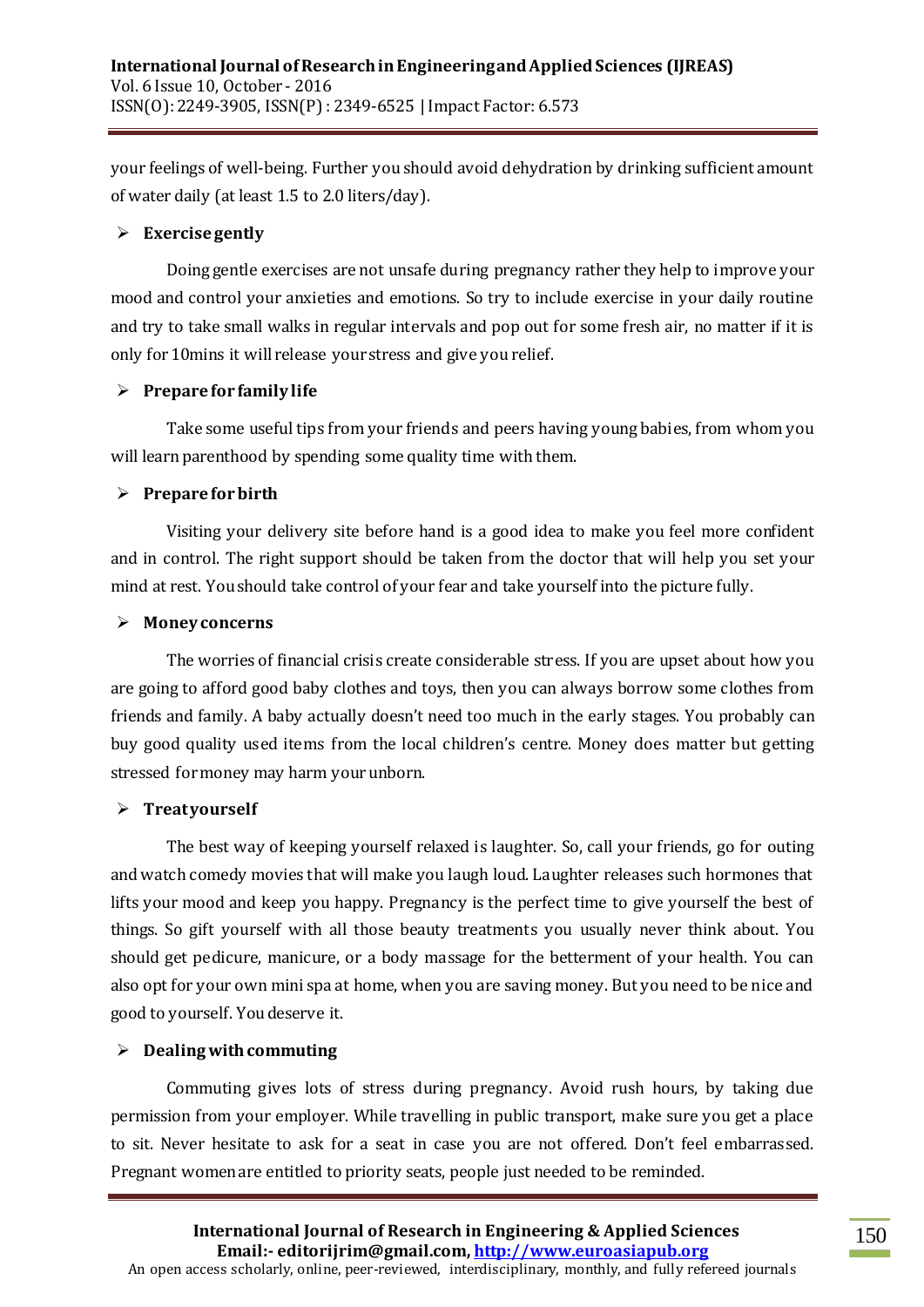your feelings of well-being. Further you should avoid dehydration by drinking sufficient amount of water daily (at least 1.5 to 2.0 liters/day).

- **Exercise gently**

Doing gentle exercises are not unsafe during pregnancy rather they help to improve your mood and control your anxieties and emotions. So try to include exercise in your daily routine and try to take small walks in regular intervals and pop out for some fresh air, no matter if it is only for 10mins it will release your stress and give you relief.

- **Prepare for family life**

Take some useful tips from your friends and peers having young babies, from whom you will learn parenthood by spending some quality time with them.

- **Prepare for birth**

Visiting your delivery site before hand is a good idea to make you feel more confident and in control. The right support should be taken from the doctor that will help you set your mind at rest. You should take control of your fear and take yourself into the picture fully.

- **Money concerns**

The worries of financial crisis create considerable stress. If you are upset about how you are going to afford good baby clothes and toys, then you can always borrow some clothes from friends and family. A baby actually doesn't need too much in the early stages. You probably can buy good quality used items from the local children's centre. Money does matter but getting stressed for money may harm your unborn.

- **Treat yourself**

The best way of keeping yourself relaxed is laughter. So, call your friends, go for outing and watch comedy movies that will make you laugh loud. Laughter releases such hormones that lifts your mood and keep you happy. Pregnancy is the perfect time to give yourself the best of things. So gift yourself with all those beauty treatments you usually never think about. You should get pedicure, manicure, or a body massage for the betterment of your health. You can also opt for your own mini spa at home, when you are saving money. But you need to be nice and good to yourself. You deserve it.

- **Dealing with commuting**

Commuting gives lots of stress during pregnancy. Avoid rush hours, by taking due permission from your employer. While travelling in public transport, make sure you get a place to sit. Never hesitate to ask for a seat in case you are not offered. Don't feel embarrassed. Pregnant women are entitled to priority seats, people just needed to be reminded.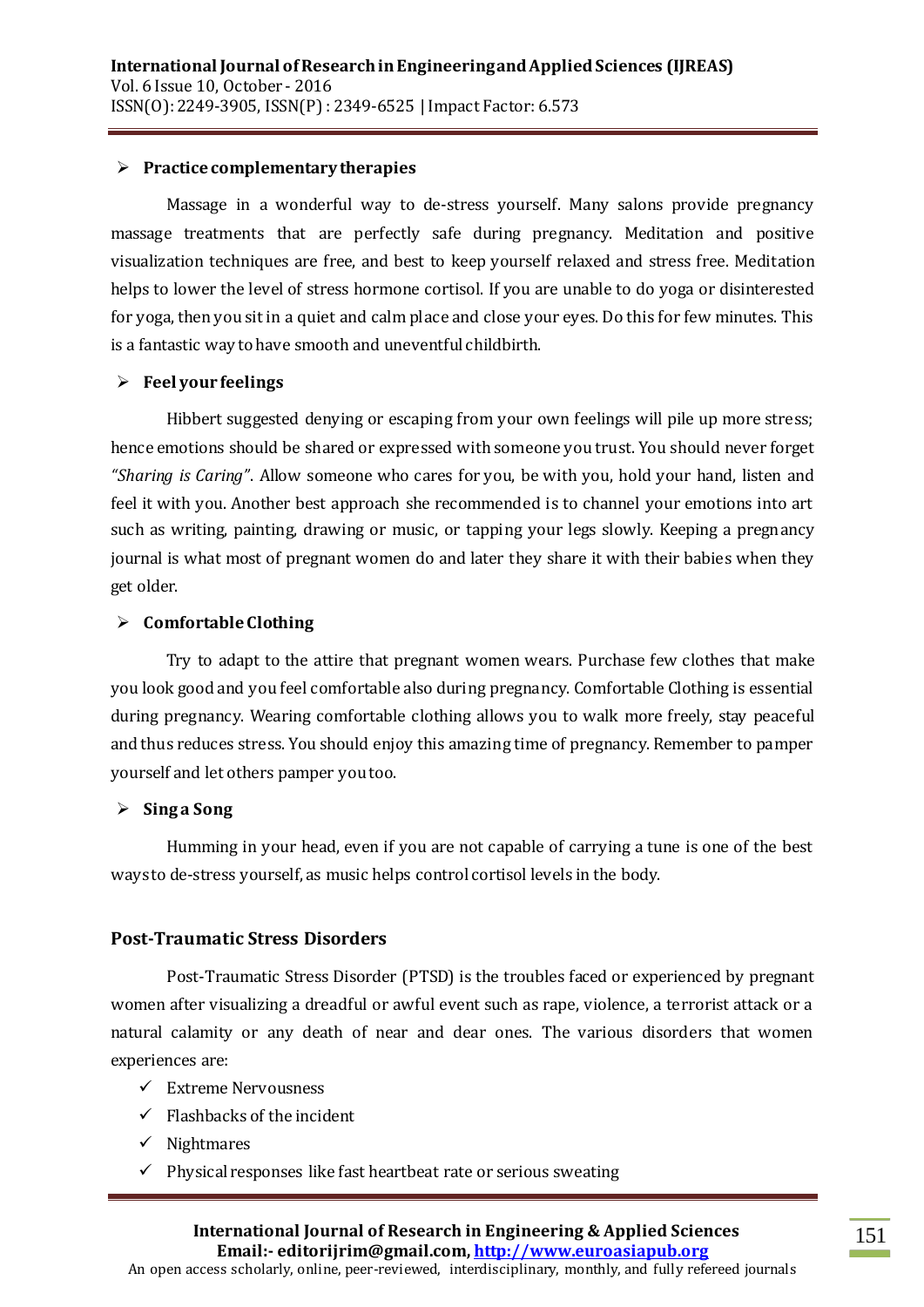- **Practice complementary therapies**

Massage in a wonderful way to de-stress yourself. Many salons provide pregnancy massage treatments that are perfectly safe during pregnancy. Meditation and positive visualization techniques are free, and best to keep yourself relaxed and stress free. Meditation helps to lower the level of stress hormone cortisol. If you are unable to do yoga or disinterested for yoga, then you sit in a quiet and calm place and close your eyes. Do this for few minutes. This is a fantastic way to have smooth and uneventful childbirth.

- **Feel your feelings**

Hibbert suggested denying or escaping from your own feelings will pile up more stress; hence emotions should be shared or expressed with someone you trust. You should never forget *"Sharing is Caring"*. Allow someone who cares for you, be with you, hold your hand, listen and feel it with you. Another best approach she recommended is to channel your emotions into art such as writing, painting, drawing or music, or tapping your legs slowly. Keeping a pregnancy journal is what most of pregnant women do and later they share it with their babies when they get older.

- **Comfortable Clothing**

Try to adapt to the attire that pregnant women wears. Purchase few clothes that make you look good and you feel comfortable also during pregnancy. Comfortable Clothing is essential during pregnancy. Wearing comfortable clothing allows you to walk more freely, stay peaceful and thus reduces stress. You should enjoy this amazing time of pregnancy. Remember to pamper yourself and let others pamper you too.

- **Sing a Song**

Humming in your head, even if you are not capable of carrying a tune is one of the best ways to de-stress yourself, as music helps control cortisol levels in the body.

## Post-Traumatic Stress Disorders

Post-Traumatic Stress Disorder (PTSD) is the troubles faced or experienced by pregnant women after visualizing a dreadful or awful event such as rape, violence, a terrorist attack or a natural calamity or any death of near and dear ones. The various disorders that women experiences are:

- Extreme Nervousness
- Flashbacks of the incident
- Nightmares
- Physical responses like fast heartbeat rate or serious sweating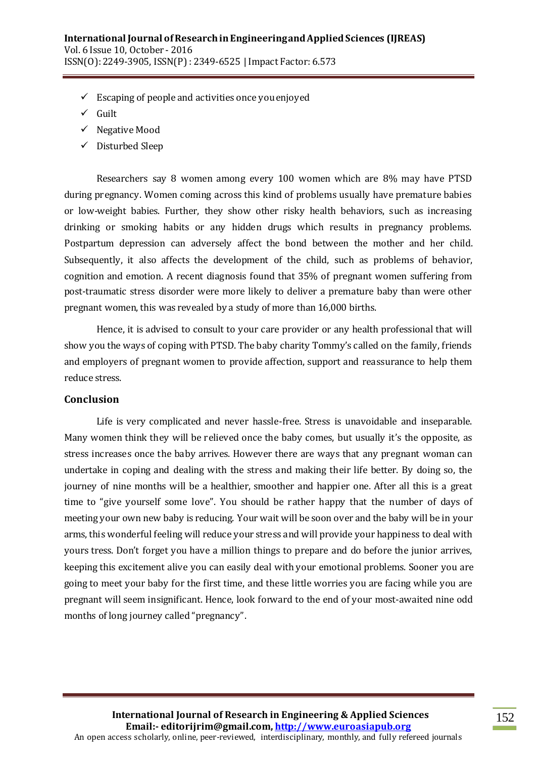- ✓ Escaping of people and activities once you enjoyed
- ✓ Guilt
- ✓ Negative Mood
- ✓ Disturbed Sleep

Researchers say 8 women among every 100 women which are 8% may have PTSD during pregnancy. Women coming across this kind of problems usually have premature babies or low-weight babies. Further, they show other risky health behaviors, such as increasing drinking or smoking habits or any hidden drugs which results in pregnancy problems. Postpartum depression can adversely affect the bond between the mother and her child. Subsequently, it also affects the development of the child, such as problems of behavior, cognition and emotion. A recent diagnosis found that 35% of pregnant women suffering from post-traumatic stress disorder were more likely to deliver a premature baby than were other pregnant women, this was revealed by a study of more than 16,000 births.

Hence, it is advised to consult to your care provider or any health professional that will show you the ways of coping with PTSD. The baby charity Tommy's called on the family, friends and employers of pregnant women to provide affection, support and reassurance to help them reduce stress.

## Conclusion

Life is very complicated and never hassle-free. Stress is unavoidable and inseparable. Many women think they will be relieved once the baby comes, but usually it's the opposite, as stress increases once the baby arrives. However there are ways that any pregnant woman can undertake in coping and dealing with the stress and making their life better. By doing so, the journey of nine months will be a healthier, smoother and happier one. After all this is a great time to "give yourself some love". You should be rather happy that the number of days of meeting your own new baby is reducing. Your wait will be soon over and the baby will be in your arms, this wonderful feeling will reduce your stress and will provide your happiness to deal with yours tress. Don't forget you have a million things to prepare and do before the junior arrives, keeping this excitement alive you can easily deal with your emotional problems. Sooner you are going to meet your baby for the first time, and these little worries you are facing while you are pregnant will seem insignificant. Hence, look forward to the end of your most-awaited nine odd months of long journey called "pregnancy".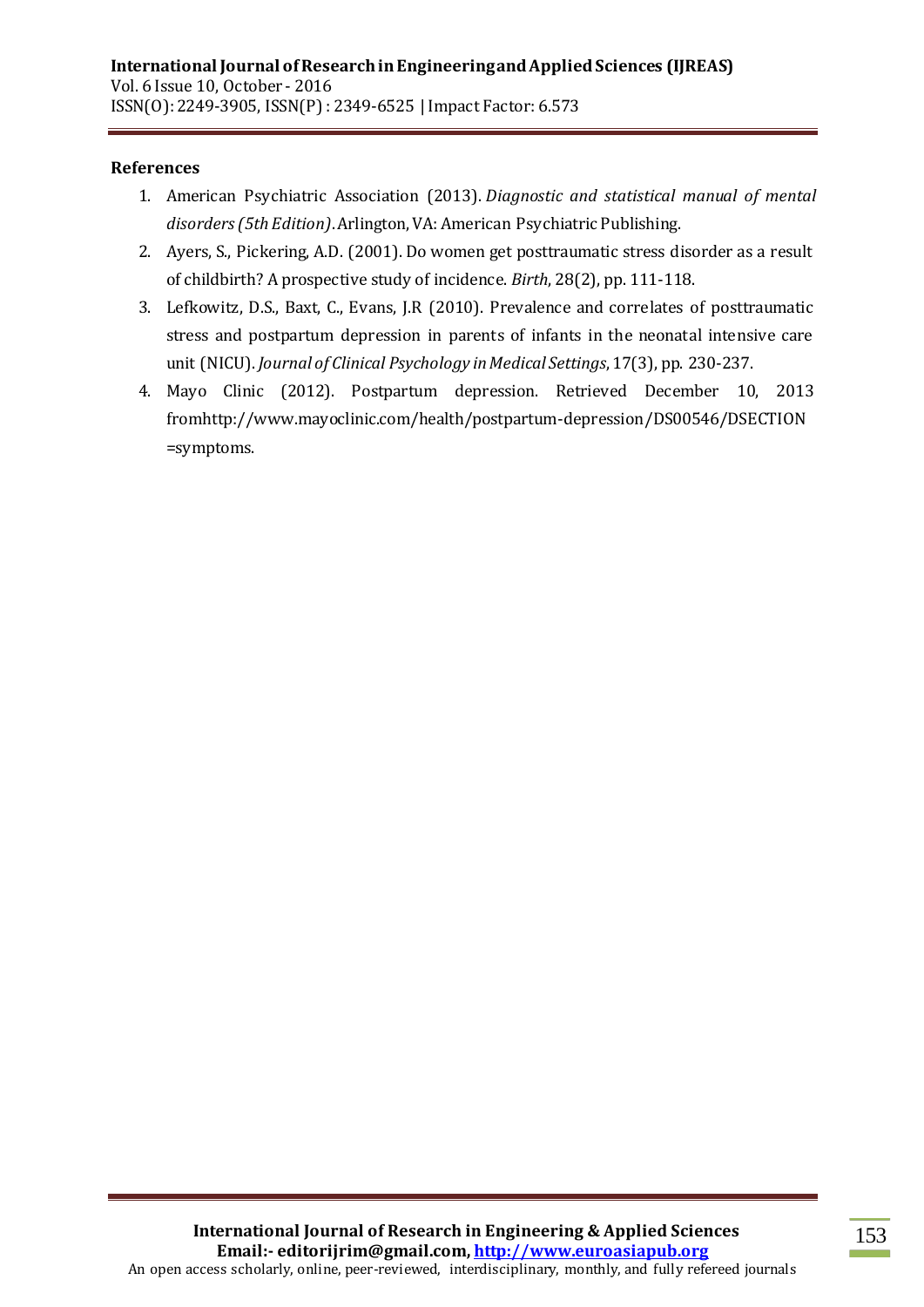## References

1. American Psychiatric Association (2013). *Diagnostic and statistical manual of mental disorders (5th Edition)*. Arlington, VA: American Psychiatric Publishing.
2. Ayers, S., Pickering, A.D. (2001). Do women get posttraumatic stress disorder as a result of childbirth? A prospective study of incidence. *Birth*, 28(2), pp. 111-118.
3. Lefkowitz, D.S., Baxt, C., Evans, J.R (2010). Prevalence and correlates of posttraumatic stress and postpartum depression in parents of infants in the neonatal intensive care unit (NICU). *Journal of Clinical Psychology in Medical Settings*, 17(3), pp. 230-237.
4. Mayo Clinic (2012). Postpartum depression. Retrieved December 10, 2013 fromhttp://www.mayoclinic.com/health/postpartum-depression/DS00546/DSECTION =symptoms.